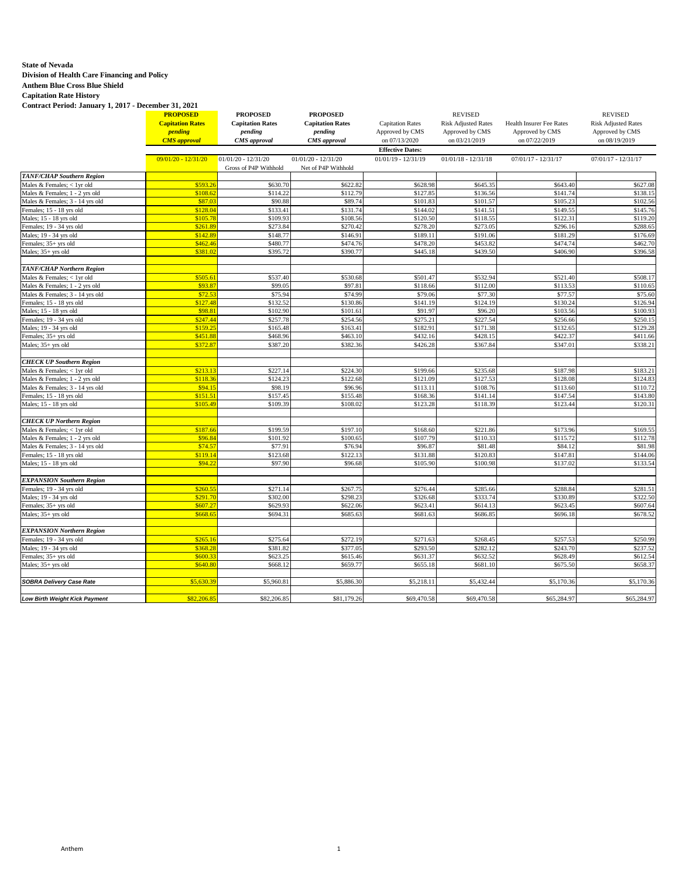**State of Nevada**
**Division of Health Care Financing and Policy**
**Anthem Blue Cross Blue Shield**
**Capitation Rate History**
**Contract Period: January 1, 2017 - December 31, 2021**

| | **PROPOSED Capitation Rates *pending CMS approval*** | **PROPOSED Capitation Rates *pending CMS approval*** | **PROPOSED Capitation Rates *pending CMS approval*** | Capitation Rates Approved by CMS on 07/13/2020 | REVISED Risk Adjusted Rates Approved by CMS on 03/21/2019 | Health Insurer Fee Rates Approved by CMS on 07/22/2019 | REVISED Risk Adjusted Rates Approved by CMS on 08/19/2019 |
|---|---|---|---|---|---|---|---|
| | | | | **Effective Dates:** | | | |
| | 09/01/20 - 12/31/20 | 01/01/20 - 12/31/20 Gross of P4P Withhold | 01/01/20 - 12/31/20 Net of P4P Withhold | 01/01/19 - 12/31/19 | 01/01/18 - 12/31/18 | 07/01/17 - 12/31/17 | 07/01/17 - 12/31/17 |
| ***TANF/CHAP Southern Region*** | | | | | | | |
| Males & Females; < 1yr old | $593.26 | $630.70 | $622.82 | $628.98 | $645.35 | $643.40 | $627.08 |
| Males & Females; 1 - 2 yrs old | $108.62 | $114.22 | $112.79 | $127.85 | $136.56 | $141.74 | $138.15 |
| Males & Females; 3 - 14 yrs old | $87.03 | $90.88 | $89.74 | $101.83 | $101.57 | $105.23 | $102.56 |
| Females; 15 - 18 yrs old | $128.04 | $133.41 | $131.74 | $144.02 | $141.51 | $149.55 | $145.76 |
| Males; 15 - 18 yrs old | $105.78 | $109.93 | $108.56 | $120.50 | $118.55 | $122.31 | $119.20 |
| Females; 19 - 34 yrs old | $261.89 | $273.84 | $270.42 | $278.20 | $273.05 | $296.16 | $288.65 |
| Males; 19 - 34 yrs old | $142.89 | $148.77 | $146.91 | $189.11 | $191.06 | $181.29 | $176.69 |
| Females; 35+ yrs old | $462.46 | $480.77 | $474.76 | $478.20 | $453.82 | $474.74 | $462.70 |
| Males; 35+ yrs old | $381.02 | $395.72 | $390.77 | $445.18 | $439.50 | $406.90 | $396.58 |
| ***TANF/CHAP Northern Region*** | | | | | | | |
| Males & Females; < 1yr old | $505.61 | $537.40 | $530.68 | $501.47 | $532.94 | $521.40 | $508.17 |
| Males & Females; 1 - 2 yrs old | $93.87 | $99.05 | $97.81 | $118.66 | $112.00 | $113.53 | $110.65 |
| Males & Females; 3 - 14 yrs old | $72.53 | $75.94 | $74.99 | $79.06 | $77.30 | $77.57 | $75.60 |
| Females; 15 - 18 yrs old | $127.48 | $132.52 | $130.86 | $141.19 | $124.19 | $130.24 | $126.94 |
| Males; 15 - 18 yrs old | $98.81 | $102.90 | $101.61 | $91.97 | $96.20 | $103.56 | $100.93 |
| Females; 19 - 34 yrs old | $247.44 | $257.78 | $254.56 | $275.21 | $227.54 | $256.66 | $250.15 |
| Males; 19 - 34 yrs old | $159.25 | $165.48 | $163.41 | $182.91 | $171.38 | $132.65 | $129.28 |
| Females; 35+ yrs old | $451.88 | $468.96 | $463.10 | $432.16 | $428.15 | $422.37 | $411.66 |
| Males; 35+ yrs old | $372.87 | $387.20 | $382.36 | $426.28 | $367.84 | $347.01 | $338.21 |
| ***CHECK UP Southern Region*** | | | | | | | |
| Males & Females; < 1yr old | $213.13 | $227.14 | $224.30 | $199.66 | $235.68 | $187.98 | $183.21 |
| Males & Females; 1 - 2 yrs old | $118.36 | $124.23 | $122.68 | $121.09 | $127.53 | $128.08 | $124.83 |
| Males & Females; 3 - 14 yrs old | $94.15 | $98.19 | $96.96 | $113.11 | $108.76 | $113.60 | $110.72 |
| Females; 15 - 18 yrs old | $151.51 | $157.45 | $155.48 | $168.36 | $141.14 | $147.54 | $143.80 |
| Males; 15 - 18 yrs old | $105.49 | $109.39 | $108.02 | $123.28 | $118.39 | $123.44 | $120.31 |
| ***CHECK UP Northern Region*** | | | | | | | |
| Males & Females; < 1yr old | $187.66 | $199.59 | $197.10 | $168.60 | $221.86 | $173.96 | $169.55 |
| Males & Females; 1 - 2 yrs old | $96.84 | $101.92 | $100.65 | $107.79 | $110.33 | $115.72 | $112.78 |
| Males & Females; 3 - 14 yrs old | $74.57 | $77.91 | $76.94 | $96.87 | $81.48 | $84.12 | $81.98 |
| Females; 15 - 18 yrs old | $119.14 | $123.68 | $122.13 | $131.88 | $120.83 | $147.81 | $144.06 |
| Males; 15 - 18 yrs old | $94.22 | $97.90 | $96.68 | $105.90 | $100.98 | $137.02 | $133.54 |
| ***EXPANSION Southern Region*** | | | | | | | |
| Females; 19 - 34 yrs old | $260.55 | $271.14 | $267.75 | $276.44 | $285.66 | $288.84 | $281.51 |
| Males; 19 - 34 yrs old | $291.70 | $302.00 | $298.23 | $326.68 | $333.74 | $330.89 | $322.50 |
| Females; 35+ yrs old | $607.27 | $629.93 | $622.06 | $623.41 | $614.13 | $623.45 | $607.64 |
| Males; 35+ yrs old | $668.65 | $694.31 | $685.63 | $681.63 | $686.85 | $696.18 | $678.52 |
| ***EXPANSION Northern Region*** | | | | | | | |
| Females; 19 - 34 yrs old | $265.16 | $275.64 | $272.19 | $271.63 | $268.45 | $257.53 | $250.99 |
| Males; 19 - 34 yrs old | $368.28 | $381.82 | $377.05 | $293.50 | $282.12 | $243.70 | $237.52 |
| Females; 35+ yrs old | $600.33 | $623.25 | $615.46 | $631.37 | $632.52 | $628.49 | $612.54 |
| Males; 35+ yrs old | $640.80 | $668.12 | $659.77 | $655.18 | $681.10 | $675.50 | $658.37 |
| ***SOBRA Delivery Case Rate*** | $5,630.39 | $5,960.81 | $5,886.30 | $5,218.11 | $5,432.44 | $5,170.36 | $5,170.36 |
| ***Low Birth Weight Kick Payment*** | $82,206.85 | $82,206.85 | $81,179.26 | $69,470.58 | $69,470.58 | $65,284.97 | $65,284.97 |

Anthem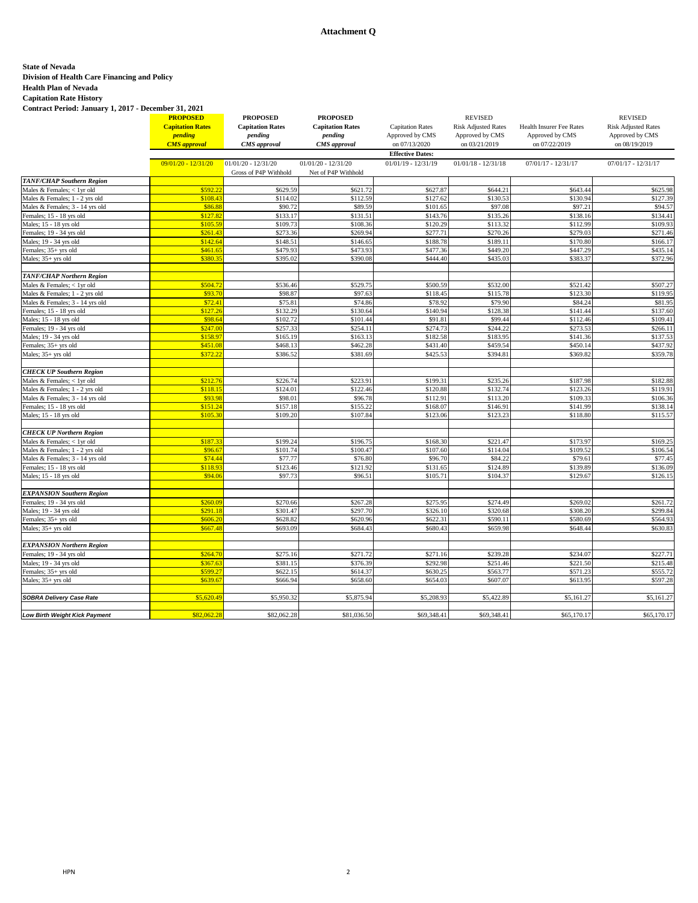# Attachment Q

**State of Nevada**
**Division of Health Care Financing and Policy**
**Health Plan of Nevada**
**Capitation Rate History**
**Contract Period: January 1, 2017 - December 31, 2021**

| | **PROPOSED Capitation Rates *pending CMS approval*** | **PROPOSED Capitation Rates *pending CMS approval*** | **PROPOSED Capitation Rates *pending CMS approval*** | Capitation Rates Approved by CMS on 07/13/2020 | REVISED Risk Adjusted Rates Approved by CMS on 03/21/2019 | Health Insurer Fee Rates Approved by CMS on 07/22/2019 | REVISED Risk Adjusted Rates Approved by CMS on 08/19/2019 |
|---|---|---|---|---|---|---|---|
| | | | | **Effective Dates:** | | | |
| | 09/01/20 - 12/31/20 | 01/01/20 - 12/31/20 Gross of P4P Withhold | 01/01/20 - 12/31/20 Net of P4P Withhold | 01/01/19 - 12/31/19 | 01/01/18 - 12/31/18 | 07/01/17 - 12/31/17 | 07/01/17 - 12/31/17 |
| ***TANF/CHAP Southern Region*** | | | | | | | |
| Males & Females; < 1yr old | $592.22 | $629.59 | $621.72 | $627.87 | $644.21 | $643.44 | $625.98 |
| Males & Females; 1 - 2 yrs old | $108.43 | $114.02 | $112.59 | $127.62 | $130.53 | $130.94 | $127.39 |
| Males & Females; 3 - 14 yrs old | $86.88 | $90.72 | $89.59 | $101.65 | $97.08 | $97.21 | $94.57 |
| Females; 15 - 18 yrs old | $127.82 | $133.17 | $131.51 | $143.76 | $135.26 | $138.16 | $134.41 |
| Males; 15 - 18 yrs old | $105.59 | $109.73 | $108.36 | $120.29 | $113.32 | $112.99 | $109.93 |
| Females; 19 - 34 yrs old | $261.43 | $273.36 | $269.94 | $277.71 | $270.26 | $279.03 | $271.46 |
| Males; 19 - 34 yrs old | $142.64 | $148.51 | $146.65 | $188.78 | $189.11 | $170.80 | $166.17 |
| Females; 35+ yrs old | $461.65 | $479.93 | $473.93 | $477.36 | $449.20 | $447.29 | $435.14 |
| Males; 35+ yrs old | $380.35 | $395.02 | $390.08 | $444.40 | $435.03 | $383.37 | $372.96 |
| ***TANF/CHAP Northern Region*** | | | | | | | |
| Males & Females; < 1yr old | $504.72 | $536.46 | $529.75 | $500.59 | $532.00 | $521.42 | $507.27 |
| Males & Females; 1 - 2 yrs old | $93.70 | $98.87 | $97.63 | $118.45 | $115.78 | $123.30 | $119.95 |
| Males & Females; 3 - 14 yrs old | $72.41 | $75.81 | $74.86 | $78.92 | $79.90 | $84.24 | $81.95 |
| Females; 15 - 18 yrs old | $127.26 | $132.29 | $130.64 | $140.94 | $128.38 | $141.44 | $137.60 |
| Males; 15 - 18 yrs old | $98.64 | $102.72 | $101.44 | $91.81 | $99.44 | $112.46 | $109.41 |
| Females; 19 - 34 yrs old | $247.00 | $257.33 | $254.11 | $274.73 | $244.22 | $273.53 | $266.11 |
| Males; 19 - 34 yrs old | $158.97 | $165.19 | $163.13 | $182.58 | $183.95 | $141.36 | $137.53 |
| Females; 35+ yrs old | $451.08 | $468.13 | $462.28 | $431.40 | $459.54 | $450.14 | $437.92 |
| Males; 35+ yrs old | $372.22 | $386.52 | $381.69 | $425.53 | $394.81 | $369.82 | $359.78 |
| ***CHECK UP Southern Region*** | | | | | | | |
| Males & Females; < 1yr old | $212.76 | $226.74 | $223.91 | $199.31 | $235.26 | $187.98 | $182.88 |
| Males & Females; 1 - 2 yrs old | $118.15 | $124.01 | $122.46 | $120.88 | $132.74 | $123.26 | $119.91 |
| Males & Females; 3 - 14 yrs old | $93.98 | $98.01 | $96.78 | $112.91 | $113.20 | $109.33 | $106.36 |
| Females; 15 - 18 yrs old | $151.24 | $157.18 | $155.22 | $168.07 | $146.91 | $141.99 | $138.14 |
| Males; 15 - 18 yrs old | $105.30 | $109.20 | $107.84 | $123.06 | $123.23 | $118.80 | $115.57 |
| ***CHECK UP Northern Region*** | | | | | | | |
| Males & Females; < 1yr old | $187.33 | $199.24 | $196.75 | $168.30 | $221.47 | $173.97 | $169.25 |
| Males & Females; 1 - 2 yrs old | $96.67 | $101.74 | $100.47 | $107.60 | $114.04 | $109.52 | $106.54 |
| Males & Females; 3 - 14 yrs old | $74.44 | $77.77 | $76.80 | $96.70 | $84.22 | $79.61 | $77.45 |
| Females; 15 - 18 yrs old | $118.93 | $123.46 | $121.92 | $131.65 | $124.89 | $139.89 | $136.09 |
| Males; 15 - 18 yrs old | $94.06 | $97.73 | $96.51 | $105.71 | $104.37 | $129.67 | $126.15 |
| ***EXPANSION Southern Region*** | | | | | | | |
| Females; 19 - 34 yrs old | $260.09 | $270.66 | $267.28 | $275.95 | $274.49 | $269.02 | $261.72 |
| Males; 19 - 34 yrs old | $291.18 | $301.47 | $297.70 | $326.10 | $320.68 | $308.20 | $299.84 |
| Females; 35+ yrs old | $606.20 | $628.82 | $620.96 | $622.31 | $590.11 | $580.69 | $564.93 |
| Males; 35+ yrs old | $667.48 | $693.09 | $684.43 | $680.43 | $659.98 | $648.44 | $630.83 |
| ***EXPANSION Northern Region*** | | | | | | | |
| Females; 19 - 34 yrs old | $264.70 | $275.16 | $271.72 | $271.16 | $239.28 | $234.07 | $227.71 |
| Males; 19 - 34 yrs old | $367.63 | $381.15 | $376.39 | $292.98 | $251.46 | $221.50 | $215.48 |
| Females; 35+ yrs old | $599.27 | $622.15 | $614.37 | $630.25 | $563.77 | $571.23 | $555.72 |
| Males; 35+ yrs old | $639.67 | $666.94 | $658.60 | $654.03 | $607.07 | $613.95 | $597.28 |
| ***SOBRA Delivery Case Rate*** | $5,620.49 | $5,950.32 | $5,875.94 | $5,208.93 | $5,422.89 | $5,161.27 | $5,161.27 |
| ***Low Birth Weight Kick Payment*** | $82,062.28 | $82,062.28 | $81,036.50 | $69,348.41 | $69,348.41 | $65,170.17 | $65,170.17 |

HPN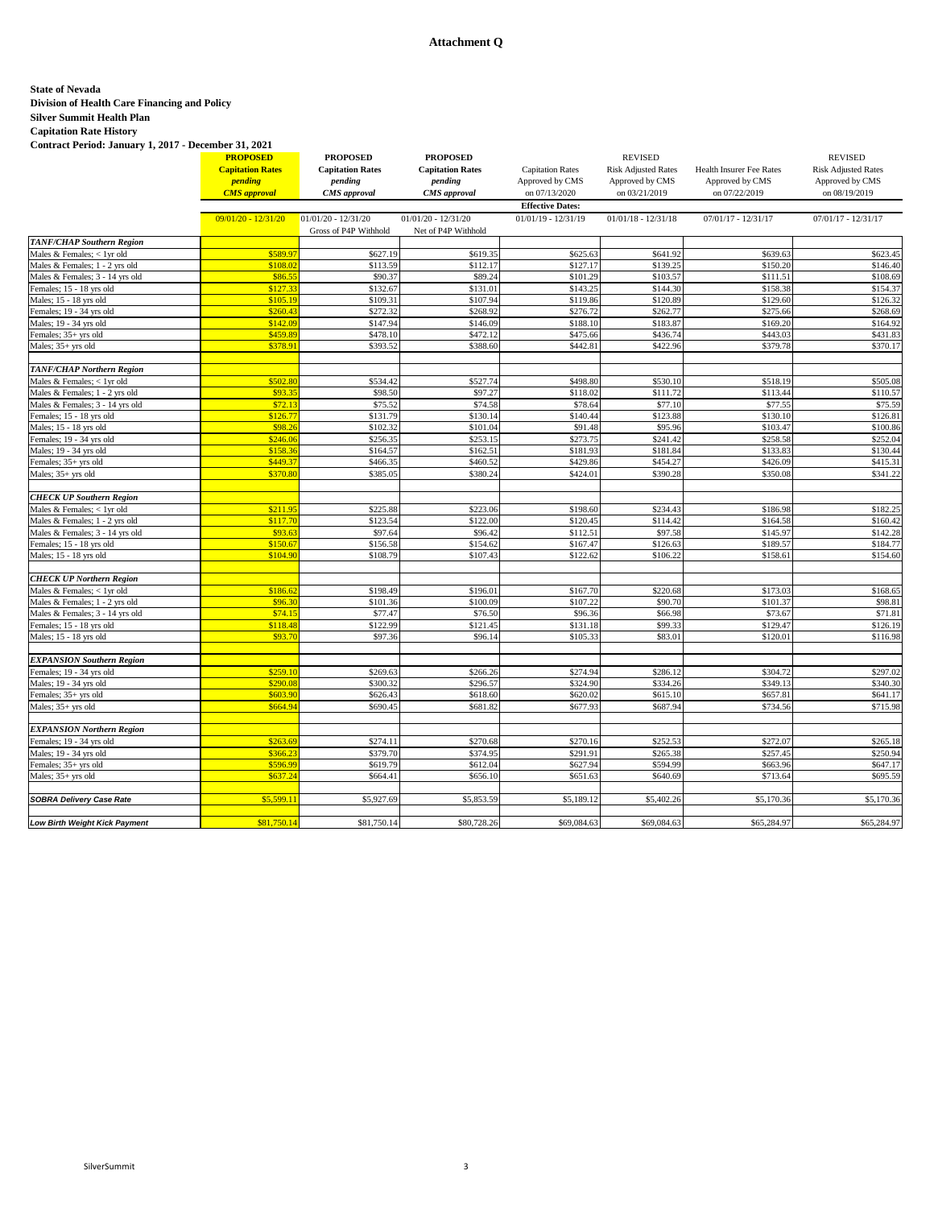# Attachment Q

**State of Nevada**
**Division of Health Care Financing and Policy**
**Silver Summit Health Plan**
**Capitation Rate History**
**Contract Period: January 1, 2017 - December 31, 2021**

| | **PROPOSED Capitation Rates *pending CMS approval*** | **PROPOSED Capitation Rates *pending CMS approval*** | **PROPOSED Capitation Rates *pending CMS approval*** | Capitation Rates Approved by CMS on 07/13/2020 | REVISED Risk Adjusted Rates Approved by CMS on 03/21/2019 | Health Insurer Fee Rates Approved by CMS on 07/22/2019 | REVISED Risk Adjusted Rates Approved by CMS on 08/19/2019 |
|---|---|---|---|---|---|---|---|
| | | | | **Effective Dates:** | | | |
| | 09/01/20 - 12/31/20 | 01/01/20 - 12/31/20 Gross of P4P Withhold | 01/01/20 - 12/31/20 Net of P4P Withhold | 01/01/19 - 12/31/19 | 01/01/18 - 12/31/18 | 07/01/17 - 12/31/17 | 07/01/17 - 12/31/17 |
| ***TANF/CHAP Southern Region*** | | | | | | | |
| Males & Females; < 1yr old | $589.97 | $627.19 | $619.35 | $625.63 | $641.92 | $639.63 | $623.45 |
| Males & Females; 1 - 2 yrs old | $108.02 | $113.59 | $112.17 | $127.17 | $139.25 | $150.20 | $146.40 |
| Males & Females; 3 - 14 yrs old | $86.55 | $90.37 | $89.24 | $101.29 | $103.57 | $111.51 | $108.69 |
| Females; 15 - 18 yrs old | $127.33 | $132.67 | $131.01 | $143.25 | $144.30 | $158.38 | $154.37 |
| Males; 15 - 18 yrs old | $105.19 | $109.31 | $107.94 | $119.86 | $120.89 | $129.60 | $126.32 |
| Females; 19 - 34 yrs old | $260.43 | $272.32 | $268.92 | $276.72 | $262.77 | $275.66 | $268.69 |
| Males; 19 - 34 yrs old | $142.09 | $147.94 | $146.09 | $188.10 | $183.87 | $169.20 | $164.92 |
| Females; 35+ yrs old | $459.89 | $478.10 | $472.12 | $475.66 | $436.74 | $443.03 | $431.83 |
| Males; 35+ yrs old | $378.91 | $393.52 | $388.60 | $442.81 | $422.96 | $379.78 | $370.17 |
| ***TANF/CHAP Northern Region*** | | | | | | | |
| Males & Females; < 1yr old | $502.80 | $534.42 | $527.74 | $498.80 | $530.10 | $518.19 | $505.08 |
| Males & Females; 1 - 2 yrs old | $93.35 | $98.50 | $97.27 | $118.02 | $111.72 | $113.44 | $110.57 |
| Males & Females; 3 - 14 yrs old | $72.13 | $75.52 | $74.58 | $78.64 | $77.10 | $77.55 | $75.59 |
| Females; 15 - 18 yrs old | $126.77 | $131.79 | $130.14 | $140.44 | $123.88 | $130.10 | $126.81 |
| Males; 15 - 18 yrs old | $98.26 | $102.32 | $101.04 | $91.48 | $95.96 | $103.47 | $100.86 |
| Females; 19 - 34 yrs old | $246.06 | $256.35 | $253.15 | $273.75 | $241.42 | $258.58 | $252.04 |
| Males; 19 - 34 yrs old | $158.36 | $164.57 | $162.51 | $181.93 | $181.84 | $133.83 | $130.44 |
| Females; 35+ yrs old | $449.37 | $466.35 | $460.52 | $429.86 | $454.27 | $426.09 | $415.31 |
| Males; 35+ yrs old | $370.80 | $385.05 | $380.24 | $424.01 | $390.28 | $350.08 | $341.22 |
| ***CHECK UP Southern Region*** | | | | | | | |
| Males & Females; < 1yr old | $211.95 | $225.88 | $223.06 | $198.60 | $234.43 | $186.98 | $182.25 |
| Males & Females; 1 - 2 yrs old | $117.70 | $123.54 | $122.00 | $120.45 | $114.42 | $164.58 | $160.42 |
| Males & Females; 3 - 14 yrs old | $93.63 | $97.64 | $96.42 | $112.51 | $97.58 | $145.97 | $142.28 |
| Females; 15 - 18 yrs old | $150.67 | $156.58 | $154.62 | $167.47 | $126.63 | $189.57 | $184.77 |
| Males; 15 - 18 yrs old | $104.90 | $108.79 | $107.43 | $122.62 | $106.22 | $158.61 | $154.60 |
| ***CHECK UP Northern Region*** | | | | | | | |
| Males & Females; < 1yr old | $186.62 | $198.49 | $196.01 | $167.70 | $220.68 | $173.03 | $168.65 |
| Males & Females; 1 - 2 yrs old | $96.30 | $101.36 | $100.09 | $107.22 | $90.70 | $101.37 | $98.81 |
| Males & Females; 3 - 14 yrs old | $74.15 | $77.47 | $76.50 | $96.36 | $66.98 | $73.67 | $71.81 |
| Females; 15 - 18 yrs old | $118.48 | $122.99 | $121.45 | $131.18 | $99.33 | $129.47 | $126.19 |
| Males; 15 - 18 yrs old | $93.70 | $97.36 | $96.14 | $105.33 | $83.01 | $120.01 | $116.98 |
| ***EXPANSION Southern Region*** | | | | | | | |
| Females; 19 - 34 yrs old | $259.10 | $269.63 | $266.26 | $274.94 | $286.12 | $304.72 | $297.02 |
| Males; 19 - 34 yrs old | $290.08 | $300.32 | $296.57 | $324.90 | $334.26 | $349.13 | $340.30 |
| Females; 35+ yrs old | $603.90 | $626.43 | $618.60 | $620.02 | $615.10 | $657.81 | $641.17 |
| Males; 35+ yrs old | $664.94 | $690.45 | $681.82 | $677.93 | $687.94 | $734.56 | $715.98 |
| ***EXPANSION Northern Region*** | | | | | | | |
| Females; 19 - 34 yrs old | $263.69 | $274.11 | $270.68 | $270.16 | $252.53 | $272.07 | $265.18 |
| Males; 19 - 34 yrs old | $366.23 | $379.70 | $374.95 | $291.91 | $265.38 | $257.45 | $250.94 |
| Females; 35+ yrs old | $596.99 | $619.79 | $612.04 | $627.94 | $594.99 | $663.96 | $647.17 |
| Males; 35+ yrs old | $637.24 | $664.41 | $656.10 | $651.63 | $640.69 | $713.64 | $695.59 |
| ***SOBRA Delivery Case Rate*** | $5,599.11 | $5,927.69 | $5,853.59 | $5,189.12 | $5,402.26 | $5,170.36 | $5,170.36 |
| ***Low Birth Weight Kick Payment*** | $81,750.14 | $81,750.14 | $80,728.26 | $69,084.63 | $69,084.63 | $65,284.97 | $65,284.97 |

SilverSummit